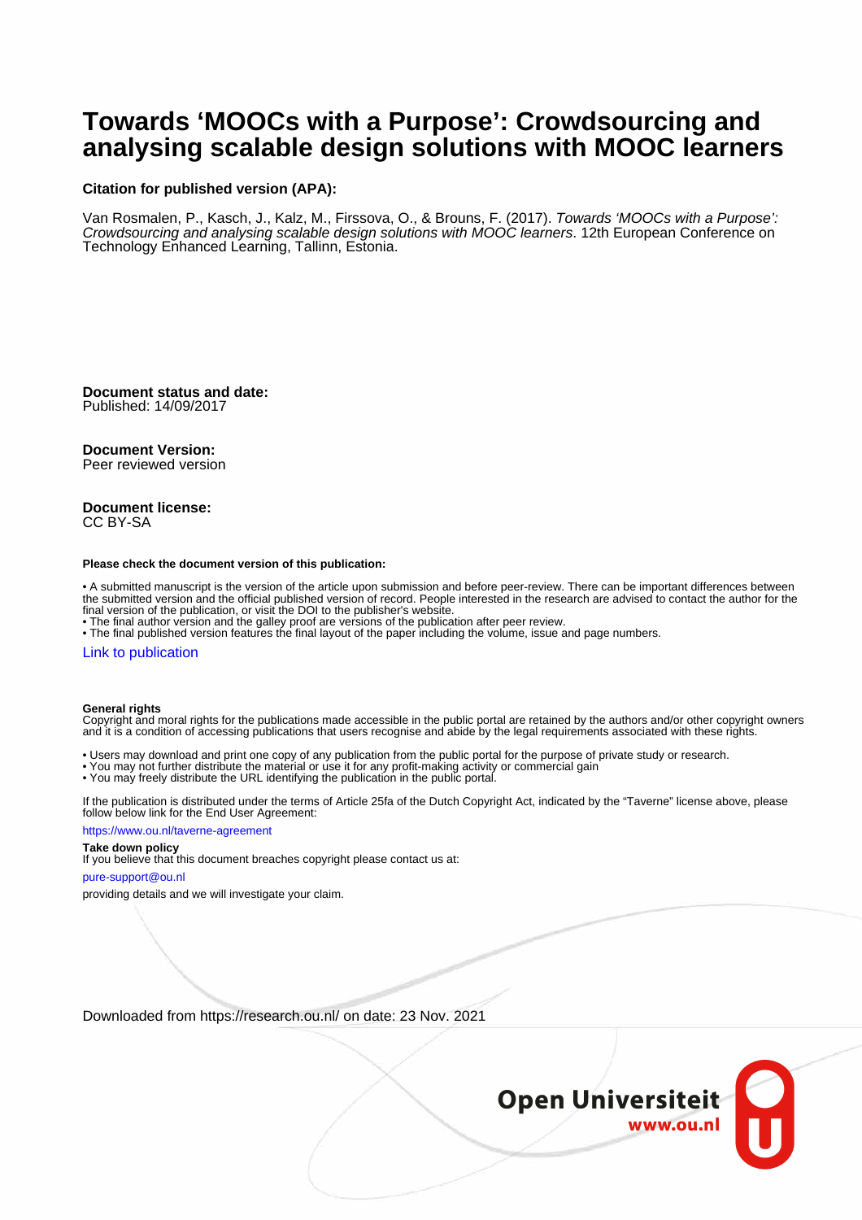# Towards 'MOOCs with a Purpose': Crowdsourcing and analysing scalable design solutions with MOOC learners

**Citation for published version (APA):**

Van Rosmalen, P., Kasch, J., Kalz, M., Firssova, O., & Brouns, F. (2017). *Towards 'MOOCs with a Purpose': Crowdsourcing and analysing scalable design solutions with MOOC learners*. 12th European Conference on Technology Enhanced Learning, Tallinn, Estonia.

**Document status and date:**
Published: 14/09/2017

**Document Version:**
Peer reviewed version

**Document license:**
CC BY-SA

**Please check the document version of this publication:**

• A submitted manuscript is the version of the article upon submission and before peer-review. There can be important differences between the submitted version and the official published version of record. People interested in the research are advised to contact the author for the final version of the publication, or visit the DOI to the publisher's website.
• The final author version and the galley proof are versions of the publication after peer review.
• The final published version features the final layout of the paper including the volume, issue and page numbers.

Link to publication

**General rights**
Copyright and moral rights for the publications made accessible in the public portal are retained by the authors and/or other copyright owners and it is a condition of accessing publications that users recognise and abide by the legal requirements associated with these rights.

• Users may download and print one copy of any publication from the public portal for the purpose of private study or research.
• You may not further distribute the material or use it for any profit-making activity or commercial gain
• You may freely distribute the URL identifying the publication in the public portal.

If the publication is distributed under the terms of Article 25fa of the Dutch Copyright Act, indicated by the "Taverne" license above, please follow below link for the End User Agreement:

https://www.ou.nl/taverne-agreement

**Take down policy**
If you believe that this document breaches copyright please contact us at:

pure-support@ou.nl

providing details and we will investigate your claim.

Downloaded from https://research.ou.nl/ on date: 23 Nov. 2021

Open Universiteit
www.ou.nl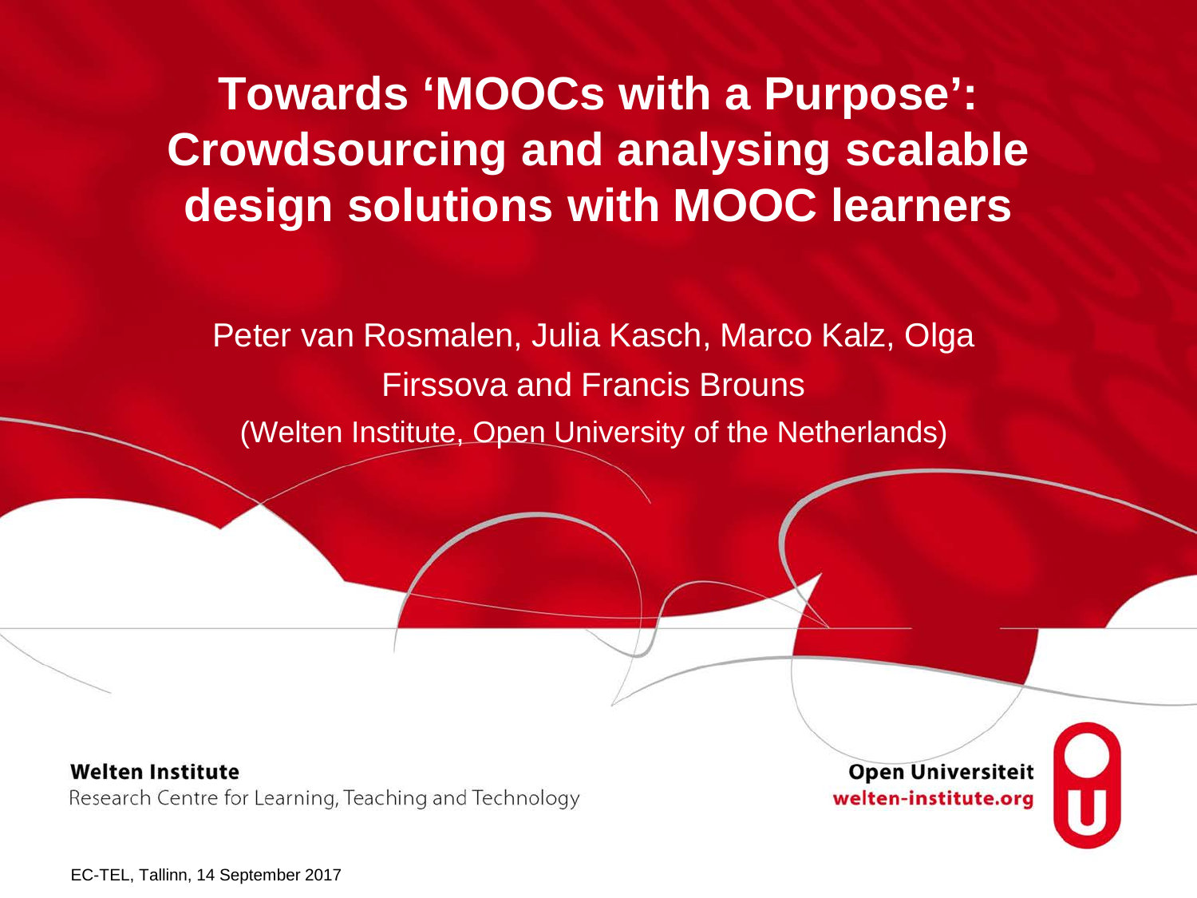# Towards 'MOOCs with a Purpose': Crowdsourcing and analysing scalable design solutions with MOOC learners

Peter van Rosmalen, Julia Kasch, Marco Kalz, Olga Firssova and Francis Brouns

(Welten Institute, Open University of the Netherlands)

**Welten Institute**

Research Centre for Learning, Teaching and Technology

**Open Universiteit**

**welten-institute.org**

EC-TEL, Tallinn, 14 September 2017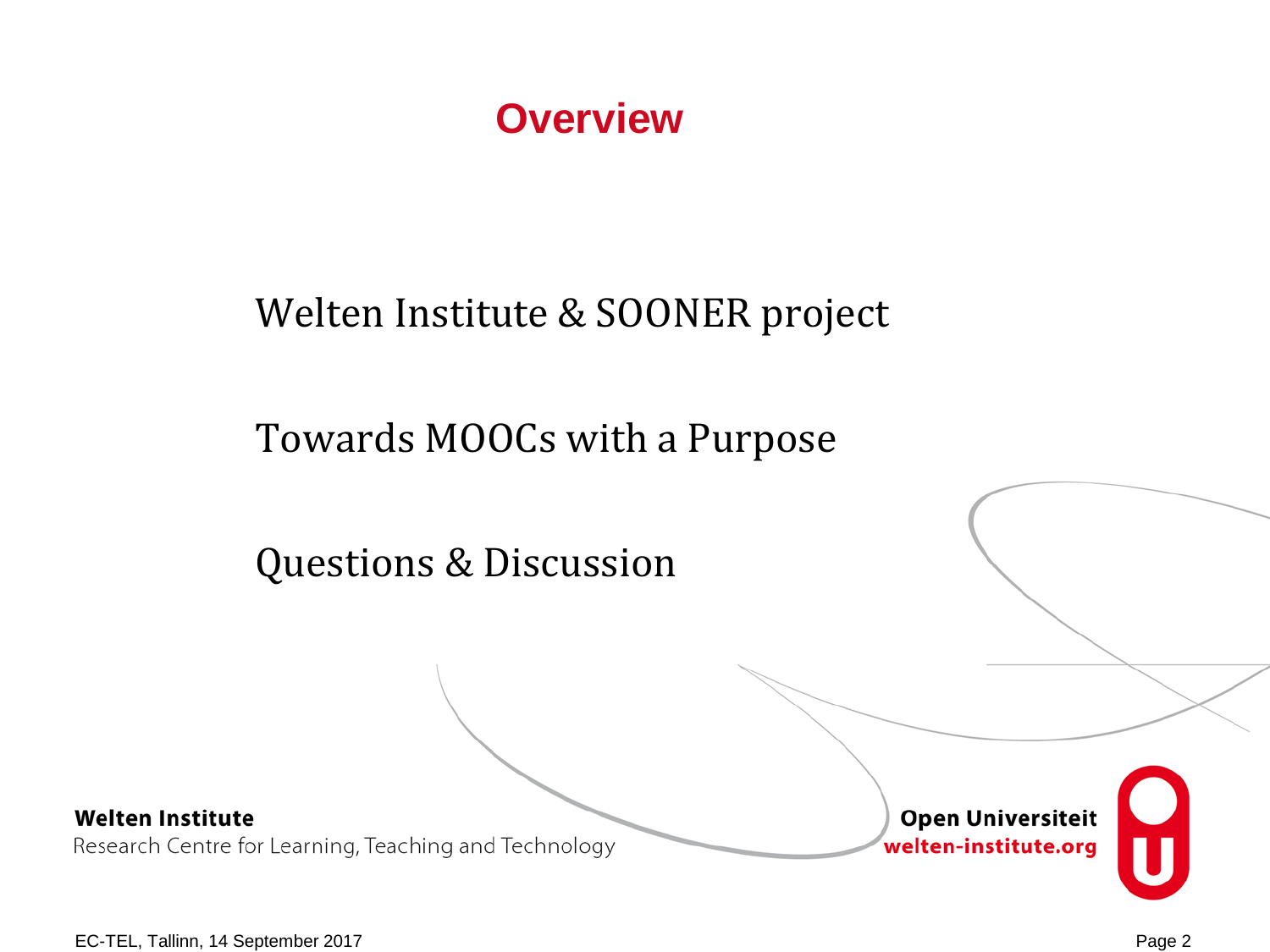# Overview

Welten Institute & SOONER project

Towards MOOCs with a Purpose

Questions & Discussion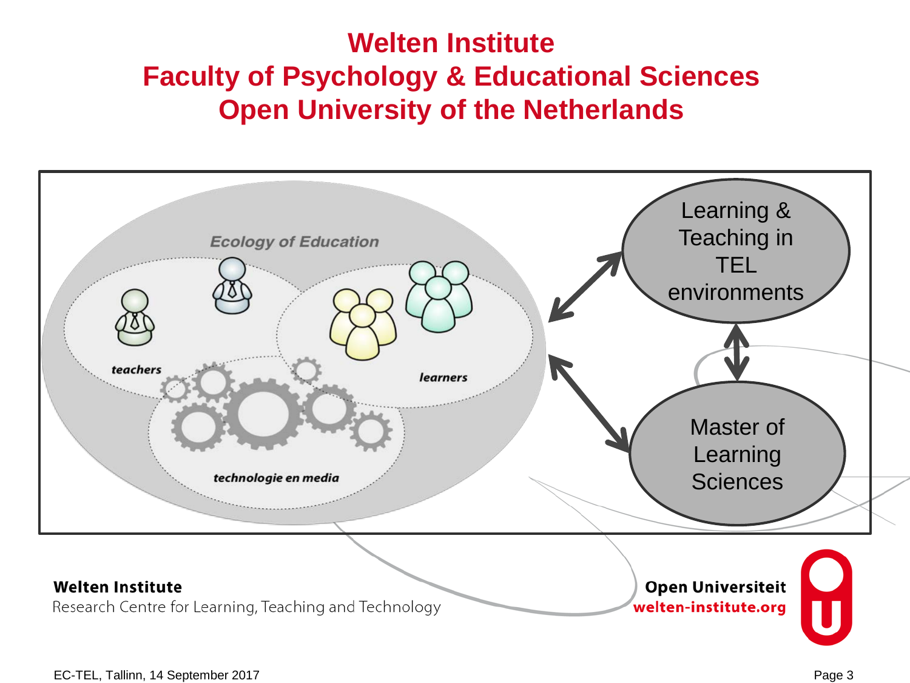# Welten Institute
# Faculty of Psychology & Educational Sciences
# Open University of the Netherlands

Ecology of Education

teachers

learners

technologie en media

Learning & Teaching in TEL environments

Master of Learning Sciences

**Welten Institute**
Research Centre for Learning, Teaching and Technology

**Open Universiteit**
**welten-institute.org**

EC-TEL, Tallinn, 14 September 2017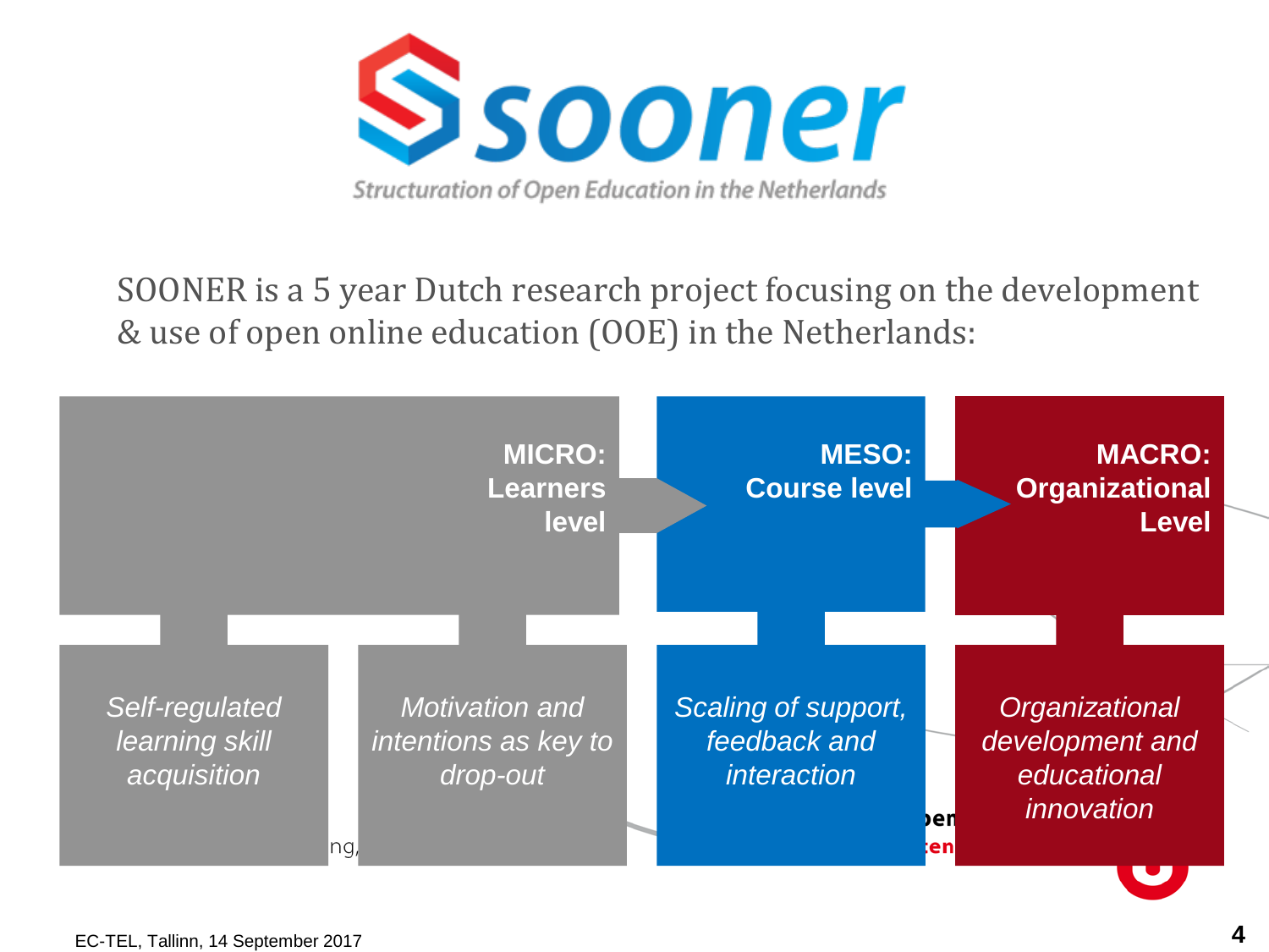# sooner

Structuration of Open Education in the Netherlands

SOONER is a 5 year Dutch research project focusing on the development & use of open online education (OOE) in the Netherlands:

**MICRO: Learners level**

- *Self-regulated learning skill acquisition*
- *Motivation and intentions as key to drop-out*

**MESO: Course level**

- *Scaling of support, feedback and interaction*

**MACRO: Organizational Level**

- *Organizational development and educational innovation*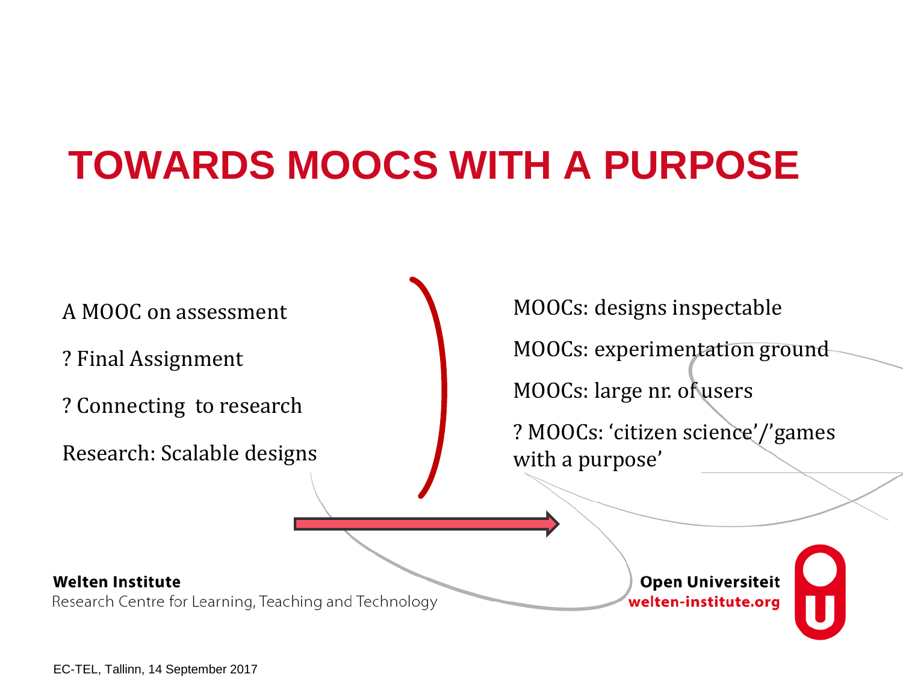# TOWARDS MOOCS WITH A PURPOSE

A MOOC on assessment

? Final Assignment

? Connecting to research

Research: Scalable designs

MOOCs: designs inspectable

MOOCs: experimentation ground

MOOCs: large nr. of users

? MOOCs: 'citizen science'/'games with a purpose'

**Welten Institute**
Research Centre for Learning, Teaching and Technology

**Open Universiteit**
**welten-institute.org**

EC-TEL, Tallinn, 14 September 2017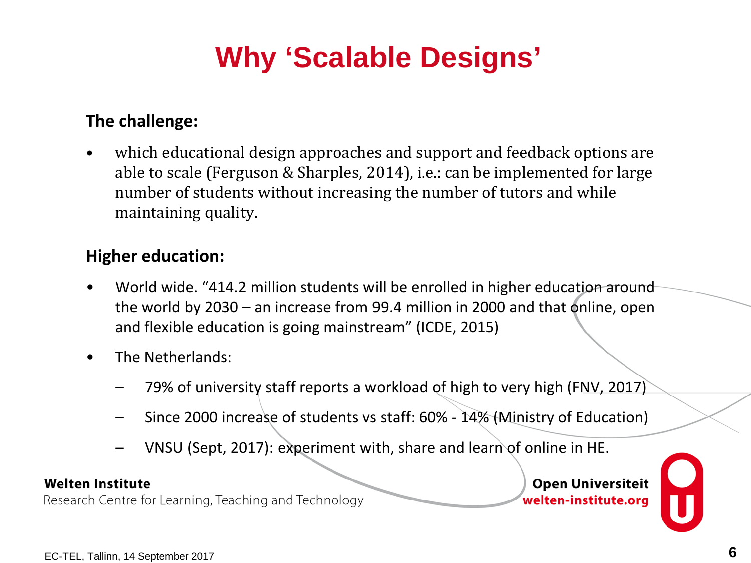# Why 'Scalable Designs'

**The challenge:**

- which educational design approaches and support and feedback options are able to scale (Ferguson & Sharples, 2014), i.e.: can be implemented for large number of students without increasing the number of tutors and while maintaining quality.

**Higher education:**

- World wide. "414.2 million students will be enrolled in higher education around the world by 2030 – an increase from 99.4 million in 2000 and that online, open and flexible education is going mainstream" (ICDE, 2015)
- The Netherlands:
  - 79% of university staff reports a workload of high to very high (FNV, 2017)
  - Since 2000 increase of students vs staff: 60% - 14% (Ministry of Education)
  - VNSU (Sept, 2017): experiment with, share and learn of online in HE.

**Welten Institute**
Research Centre for Learning, Teaching and Technology

**Open Universiteit**
welten-institute.org

EC-TEL, Tallinn, 14 September 2017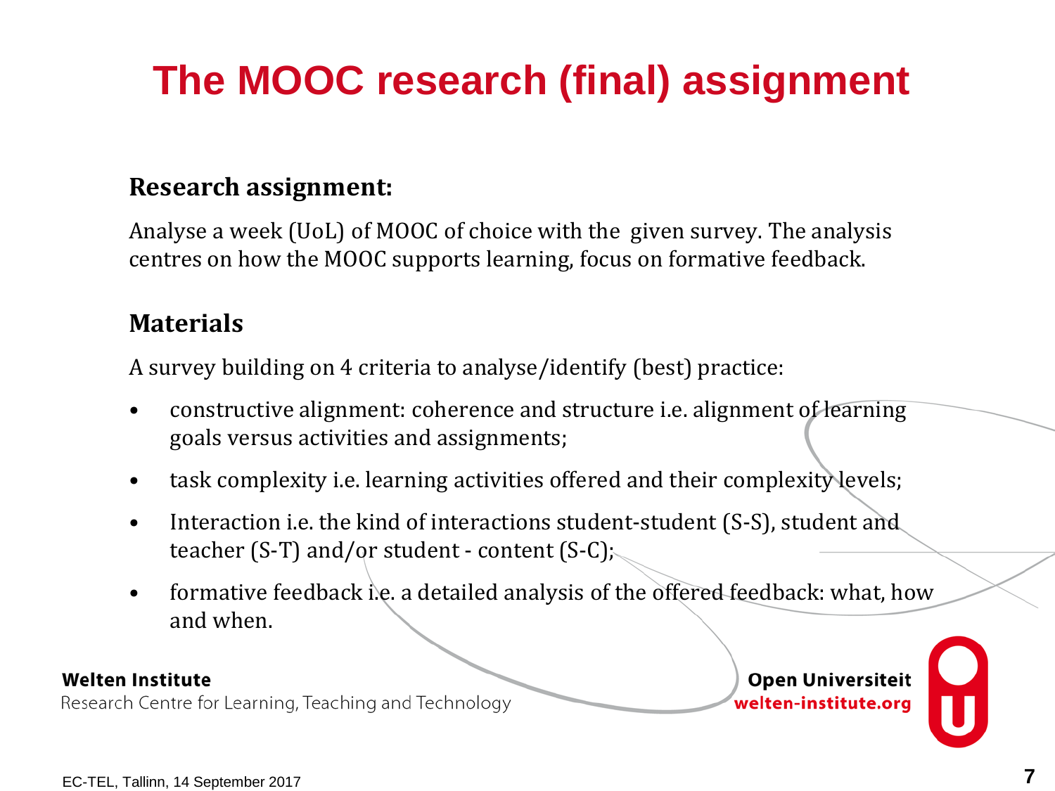# The MOOC research (final) assignment

**Research assignment:**

Analyse a week (UoL) of MOOC of choice with the given survey. The analysis centres on how the MOOC supports learning, focus on formative feedback.

**Materials**

A survey building on 4 criteria to analyse/identify (best) practice:

- constructive alignment: coherence and structure i.e. alignment of learning goals versus activities and assignments;
- task complexity i.e. learning activities offered and their complexity levels;
- Interaction i.e. the kind of interactions student-student (S-S), student and teacher (S-T) and/or student - content (S-C);
- formative feedback i.e. a detailed analysis of the offered feedback: what, how and when.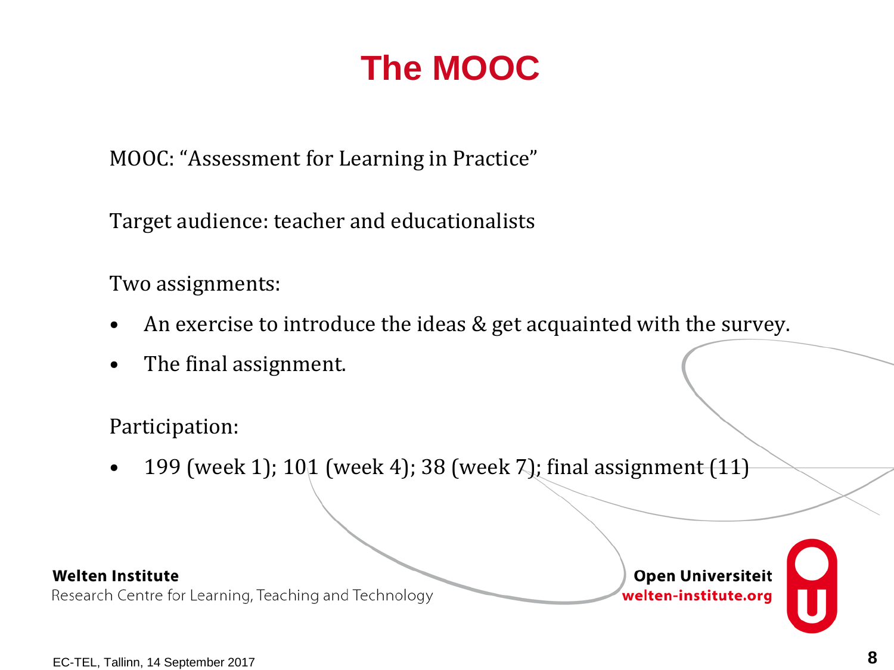# The MOOC

MOOC: “Assessment for Learning in Practice”

Target audience: teacher and educationalists

Two assignments:

- An exercise to introduce the ideas & get acquainted with the survey.
- The final assignment.

Participation:

- 199 (week 1); 101 (week 4); 38 (week 7); final assignment (11)

**Welten Institute**
Research Centre for Learning, Teaching and Technology

**Open Universiteit**
**welten-institute.org**

EC-TEL, Tallinn, 14 September 2017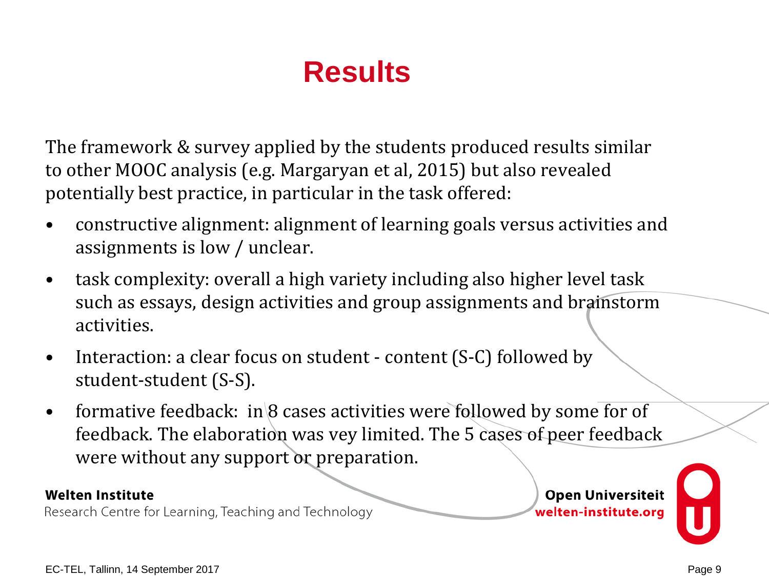# Results

The framework & survey applied by the students produced results similar to other MOOC analysis (e.g. Margaryan et al, 2015) but also revealed potentially best practice, in particular in the task offered:

- constructive alignment: alignment of learning goals versus activities and assignments is low / unclear.
- task complexity: overall a high variety including also higher level task such as essays, design activities and group assignments and brainstorm activities.
- Interaction: a clear focus on student - content (S-C) followed by student-student (S-S).
- formative feedback: in 8 cases activities were followed by some for of feedback. The elaboration was vey limited. The 5 cases of peer feedback were without any support or preparation.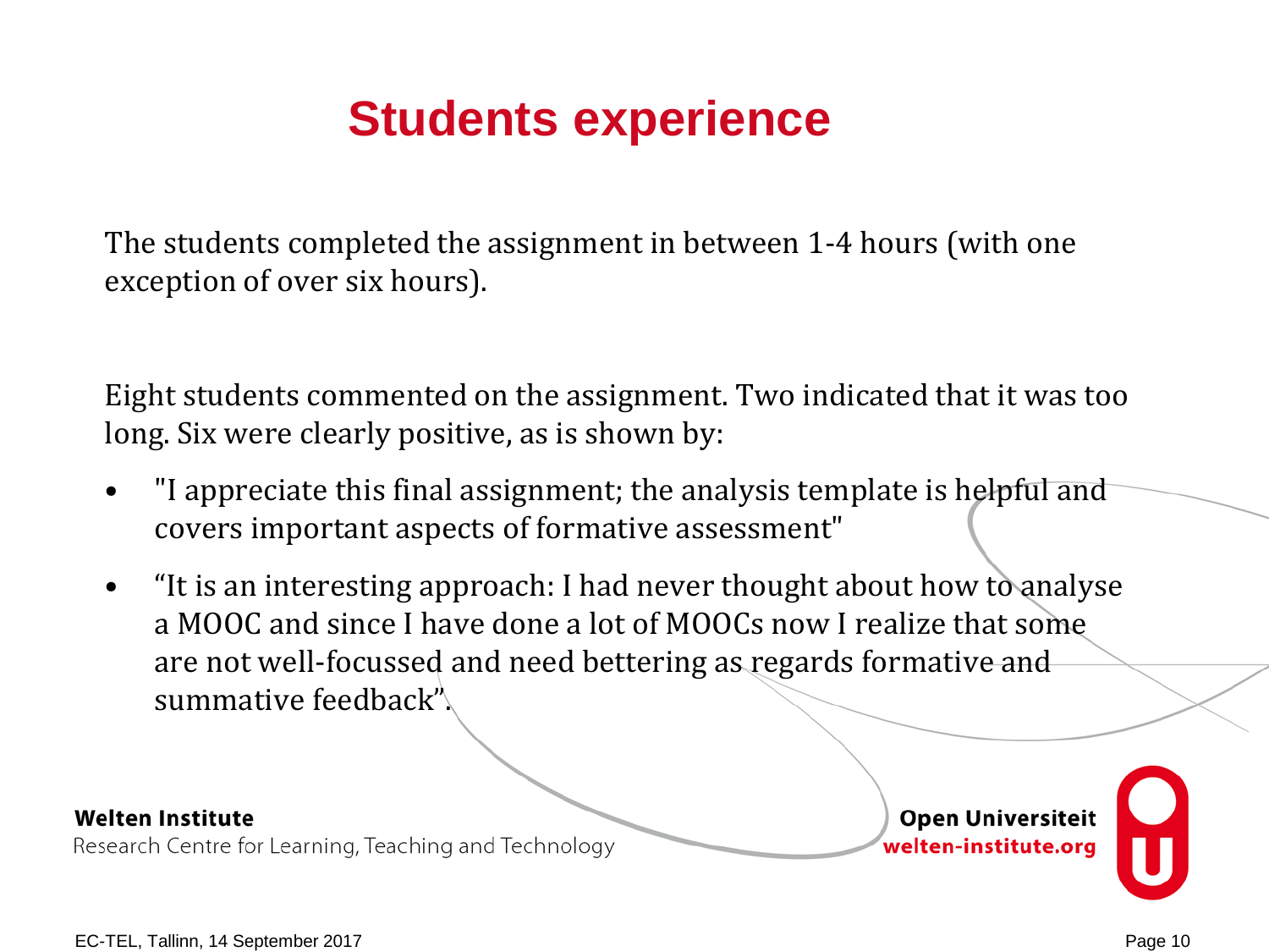# Students experience

The students completed the assignment in between 1-4 hours (with one exception of over six hours).

Eight students commented on the assignment. Two indicated that it was too long. Six were clearly positive, as is shown by:

- "I appreciate this final assignment; the analysis template is helpful and covers important aspects of formative assessment"
- "It is an interesting approach: I had never thought about how to analyse a MOOC and since I have done a lot of MOOCs now I realize that some are not well-focussed and need bettering as regards formative and summative feedback".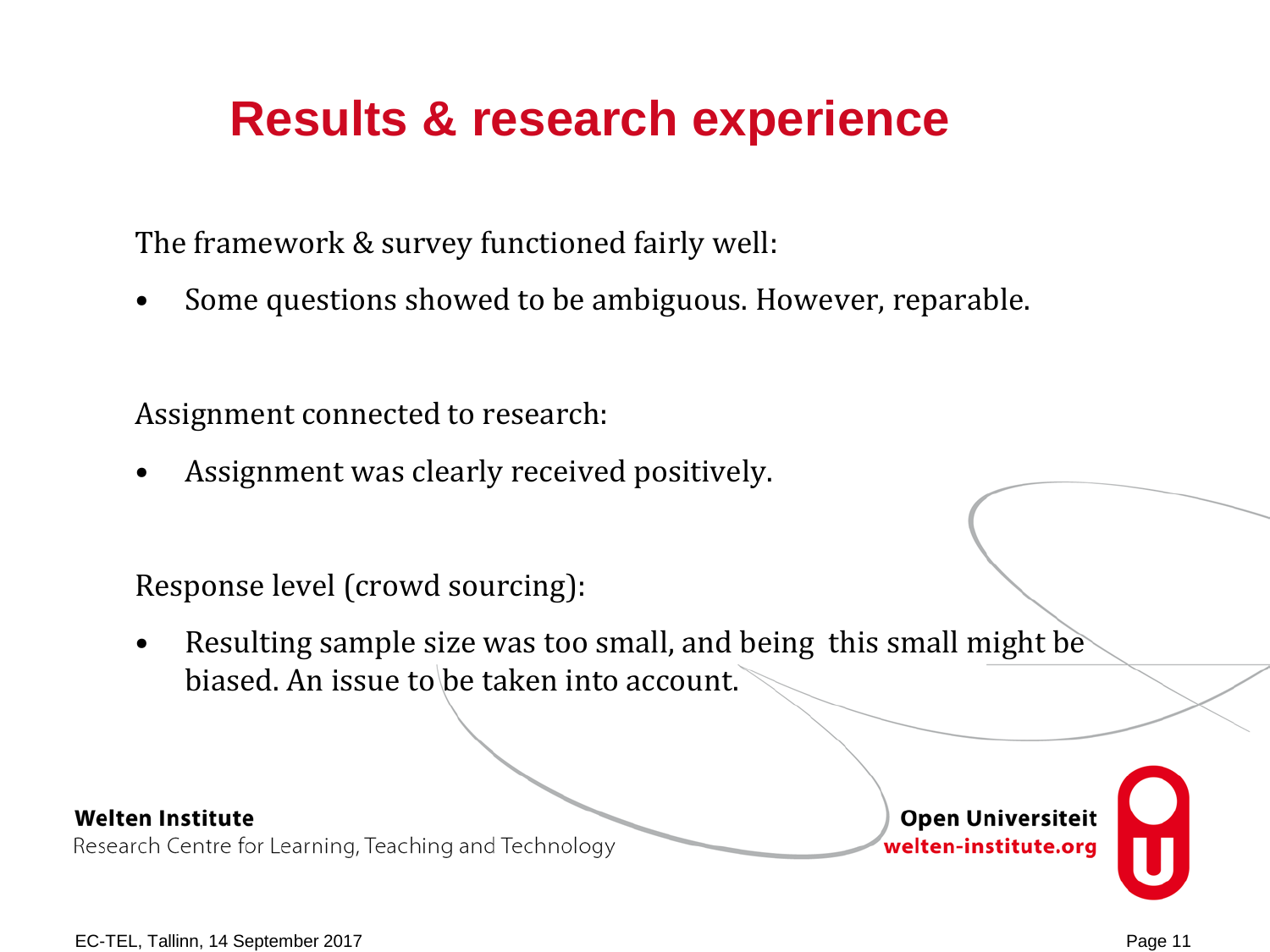# Results & research experience

The framework & survey functioned fairly well:

- Some questions showed to be ambiguous. However, reparable.

Assignment connected to research:

- Assignment was clearly received positively.

Response level (crowd sourcing):

- Resulting sample size was too small, and being this small might be biased. An issue to be taken into account.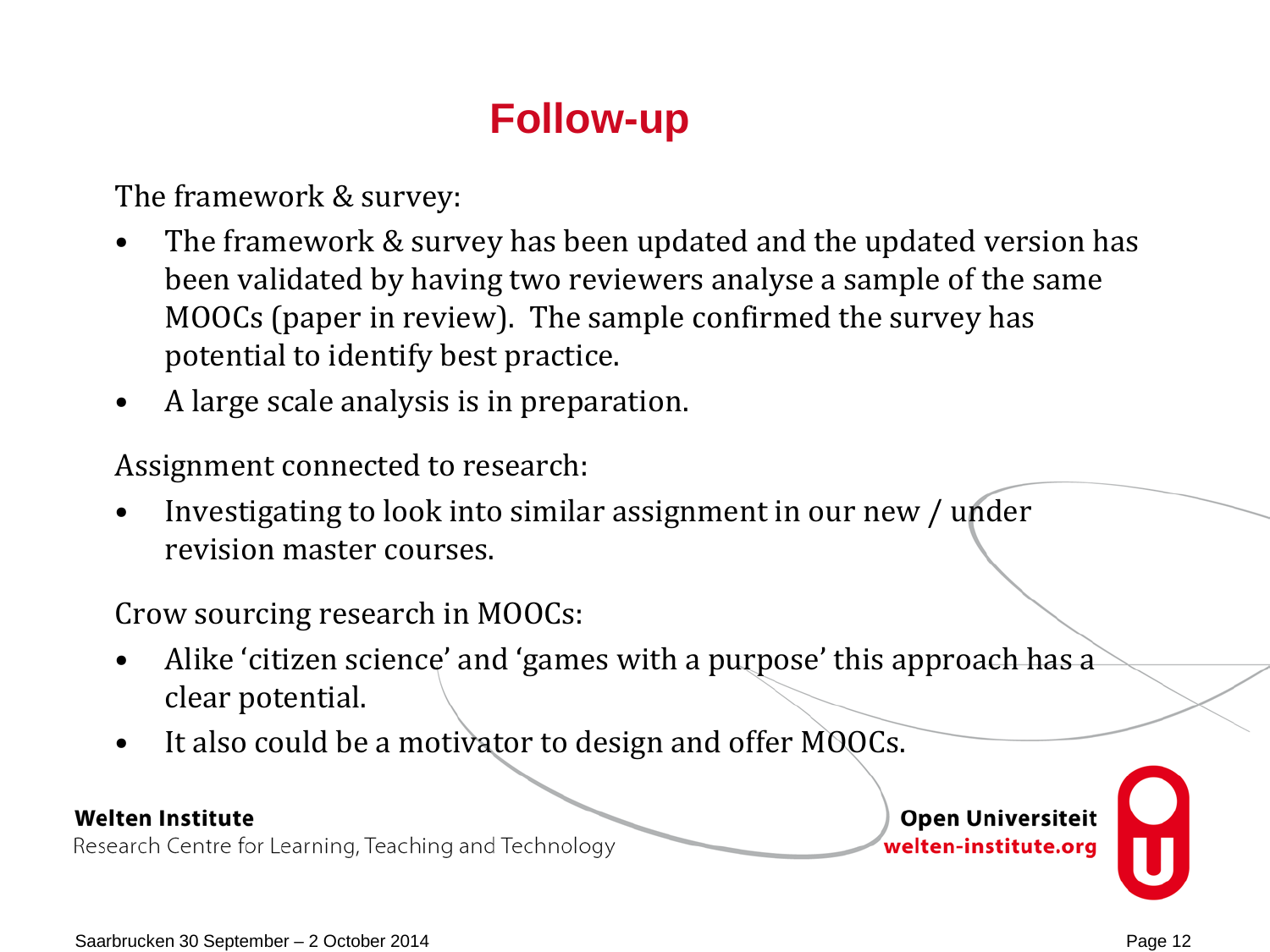# Follow-up

The framework & survey:

- The framework & survey has been updated and the updated version has been validated by having two reviewers analyse a sample of the same MOOCs (paper in review). The sample confirmed the survey has potential to identify best practice.
- A large scale analysis is in preparation.

Assignment connected to research:

- Investigating to look into similar assignment in our new / under revision master courses.

Crow sourcing research in MOOCs:

- Alike 'citizen science' and 'games with a purpose' this approach has a clear potential.
- It also could be a motivator to design and offer MOOCs.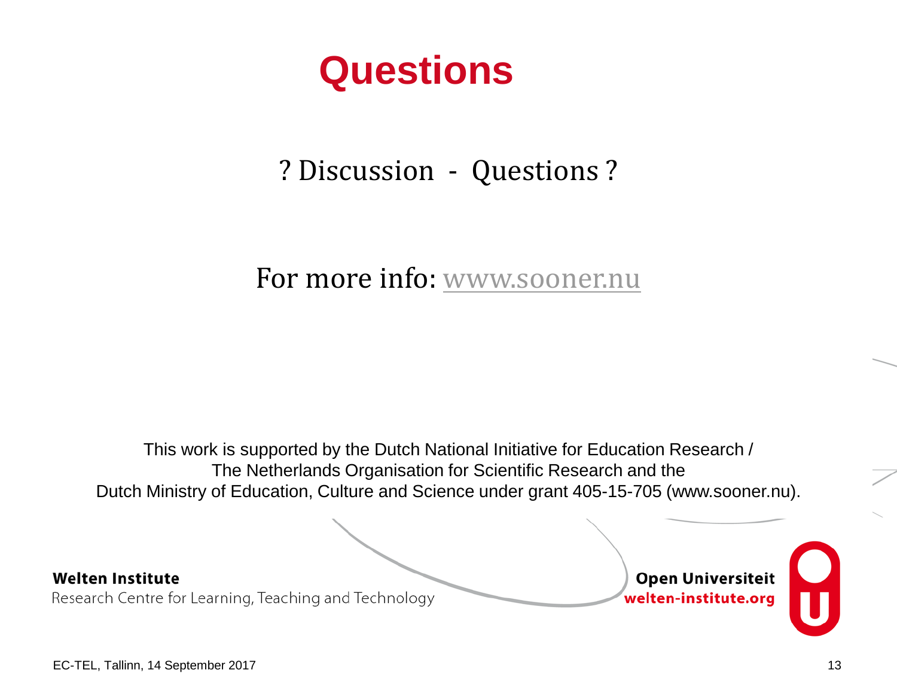# Questions

? Discussion - Questions ?

For more info: www.sooner.nu

This work is supported by the Dutch National Initiative for Education Research /
The Netherlands Organisation for Scientific Research and the
Dutch Ministry of Education, Culture and Science under grant 405-15-705 (www.sooner.nu).

**Welten Institute**
Research Centre for Learning, Teaching and Technology

**Open Universiteit**
**welten-institute.org**